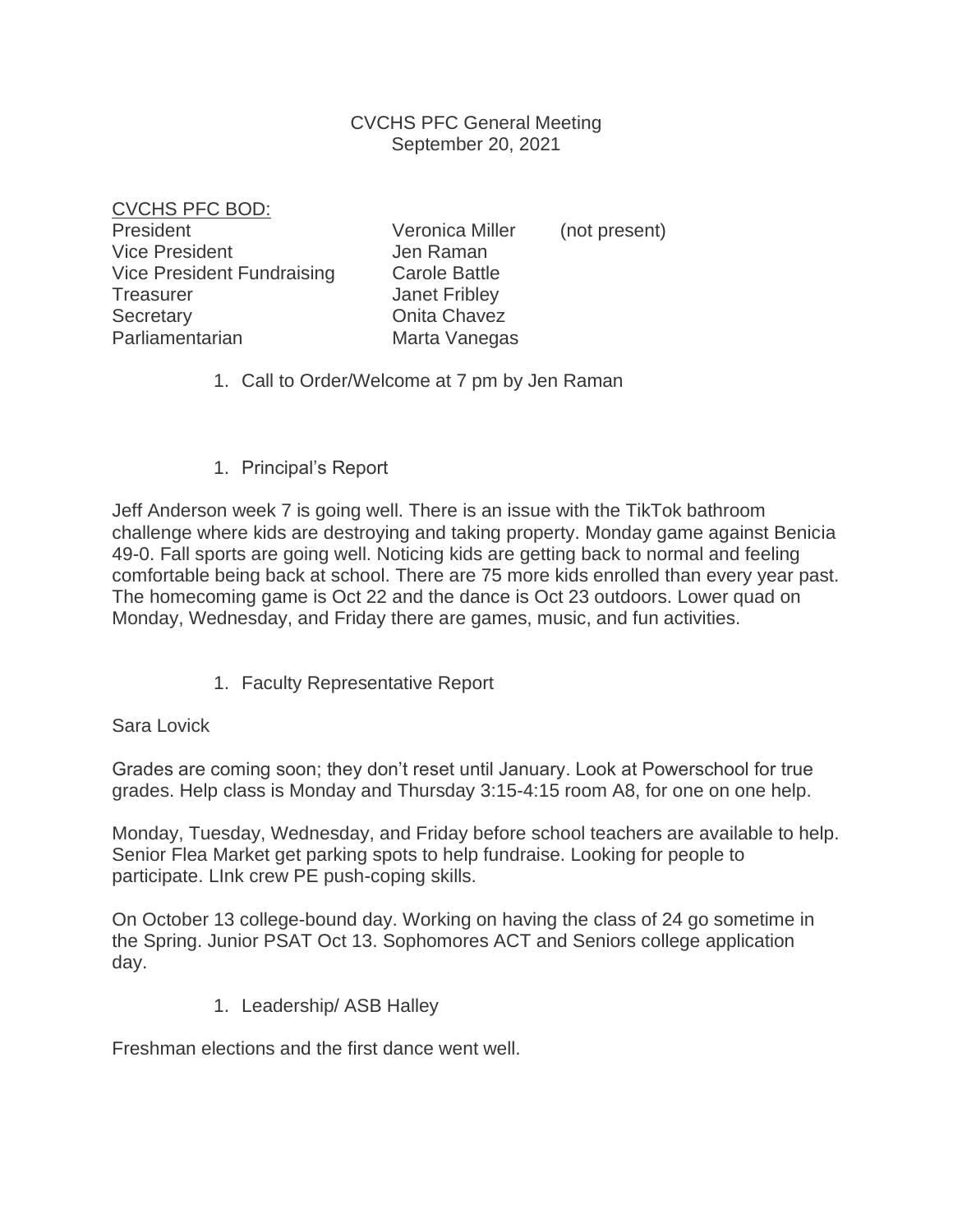CVCHS PFC General Meeting
September 20, 2021

CVCHS PFC BOD:

| | | |
|---|---|---|
| President | Veronica Miller | (not present) |
| Vice President | Jen Raman | |
| Vice President Fundraising | Carole Battle | |
| Treasurer | Janet Fribley | |
| Secretary | Onita Chavez | |
| Parliamentarian | Marta Vanegas | |

1. Call to Order/Welcome at 7 pm by Jen Raman

1. Principal's Report

Jeff Anderson week 7 is going well. There is an issue with the TikTok bathroom challenge where kids are destroying and taking property. Monday game against Benicia 49-0. Fall sports are going well. Noticing kids are getting back to normal and feeling comfortable being back at school. There are 75 more kids enrolled than every year past. The homecoming game is Oct 22 and the dance is Oct 23 outdoors. Lower quad on Monday, Wednesday, and Friday there are games, music, and fun activities.

1. Faculty Representative Report

Sara Lovick

Grades are coming soon; they don't reset until January. Look at Powerschool for true grades. Help class is Monday and Thursday 3:15-4:15 room A8, for one on one help.

Monday, Tuesday, Wednesday, and Friday before school teachers are available to help. Senior Flea Market get parking spots to help fundraise. Looking for people to participate. LInk crew PE push-coping skills.

On October 13 college-bound day. Working on having the class of 24 go sometime in the Spring. Junior PSAT Oct 13. Sophomores ACT and Seniors college application day.

1. Leadership/ ASB Halley

Freshman elections and the first dance went well.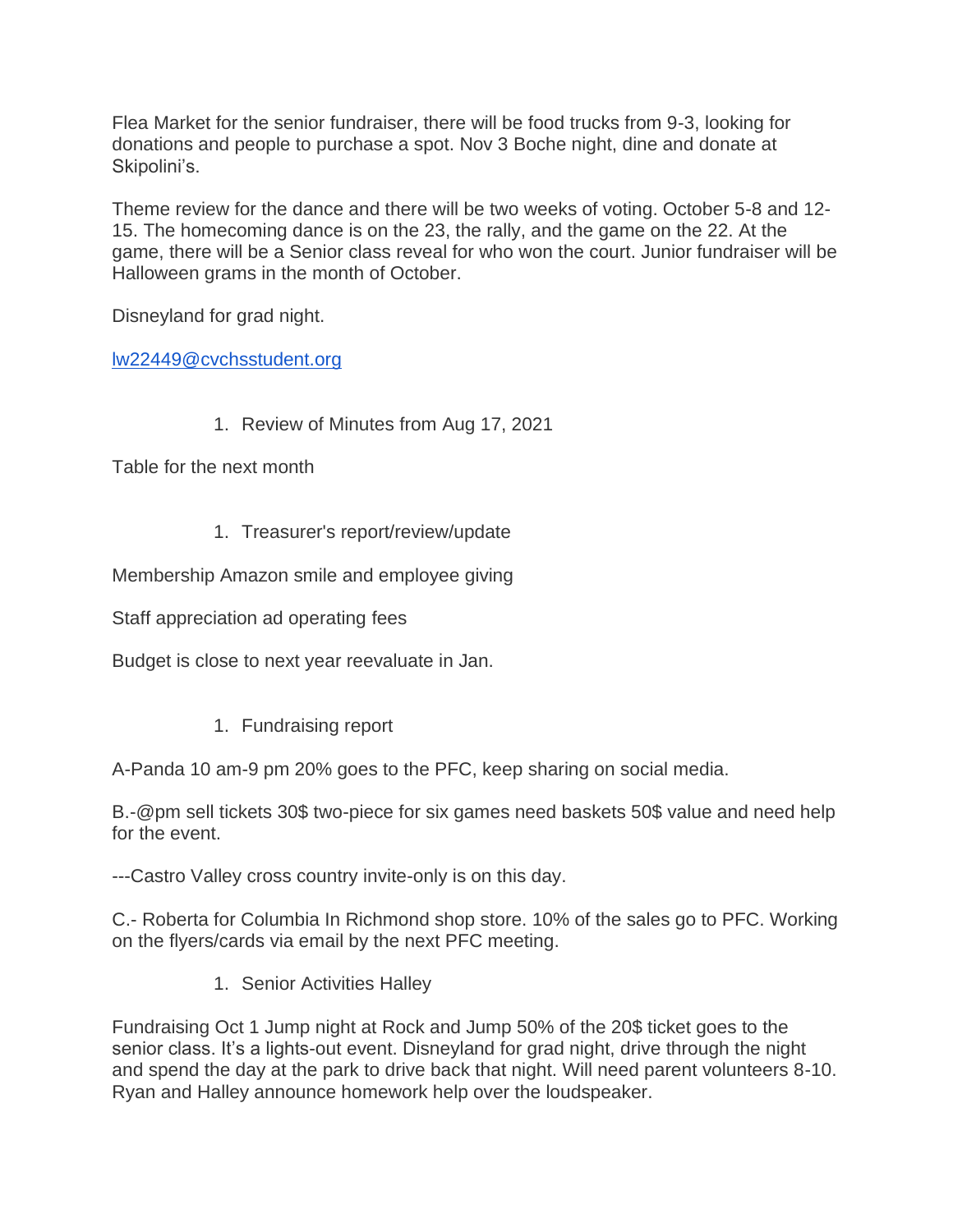Flea Market for the senior fundraiser, there will be food trucks from 9-3, looking for donations and people to purchase a spot. Nov 3 Boche night, dine and donate at Skipolini's.

Theme review for the dance and there will be two weeks of voting. October 5-8 and 12-15. The homecoming dance is on the 23, the rally, and the game on the 22. At the game, there will be a Senior class reveal for who won the court. Junior fundraiser will be Halloween grams in the month of October.

Disneyland for grad night.

[lw22449@cvchsstudent.org](mailto:lw22449@cvchsstudent.org)

1. Review of Minutes from Aug 17, 2021

Table for the next month

1. Treasurer's report/review/update

Membership Amazon smile and employee giving

Staff appreciation ad operating fees

Budget is close to next year reevaluate in Jan.

1. Fundraising report

A-Panda 10 am-9 pm 20% goes to the PFC, keep sharing on social media.

B.-@pm sell tickets 30$ two-piece for six games need baskets 50$ value and need help for the event.

---Castro Valley cross country invite-only is on this day.

C.- Roberta for Columbia In Richmond shop store. 10% of the sales go to PFC. Working on the flyers/cards via email by the next PFC meeting.

1. Senior Activities Halley

Fundraising Oct 1 Jump night at Rock and Jump 50% of the 20$ ticket goes to the senior class. It's a lights-out event. Disneyland for grad night, drive through the night and spend the day at the park to drive back that night. Will need parent volunteers 8-10. Ryan and Halley announce homework help over the loudspeaker.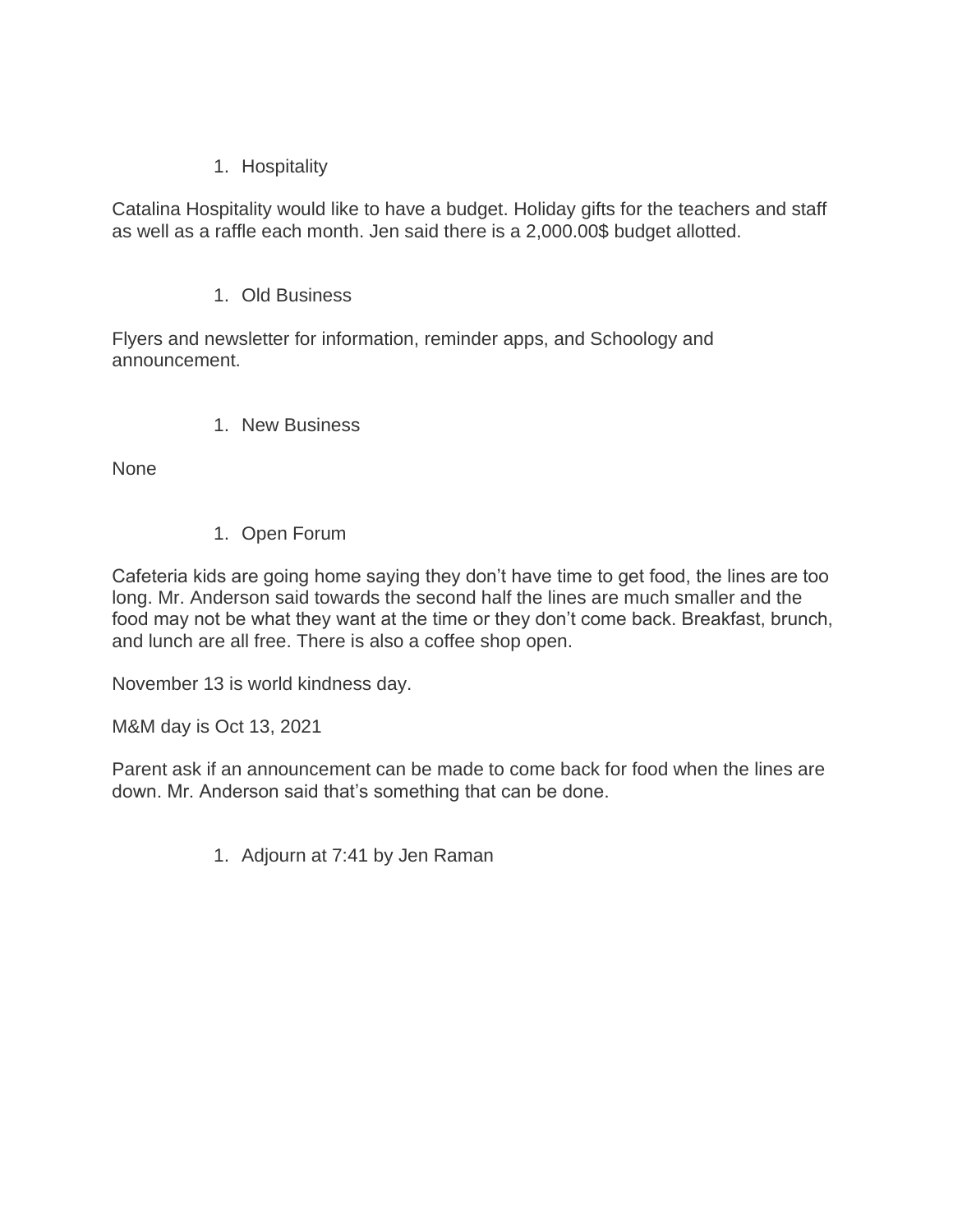1. Hospitality

Catalina Hospitality would like to have a budget. Holiday gifts for the teachers and staff as well as a raffle each month. Jen said there is a 2,000.00$ budget allotted.

1. Old Business

Flyers and newsletter for information, reminder apps, and Schoology and announcement.

1. New Business

None

1. Open Forum

Cafeteria kids are going home saying they don't have time to get food, the lines are too long. Mr. Anderson said towards the second half the lines are much smaller and the food may not be what they want at the time or they don't come back. Breakfast, brunch, and lunch are all free. There is also a coffee shop open.

November 13 is world kindness day.

M&M day is Oct 13, 2021

Parent ask if an announcement can be made to come back for food when the lines are down. Mr. Anderson said that's something that can be done.

1. Adjourn at 7:41 by Jen Raman